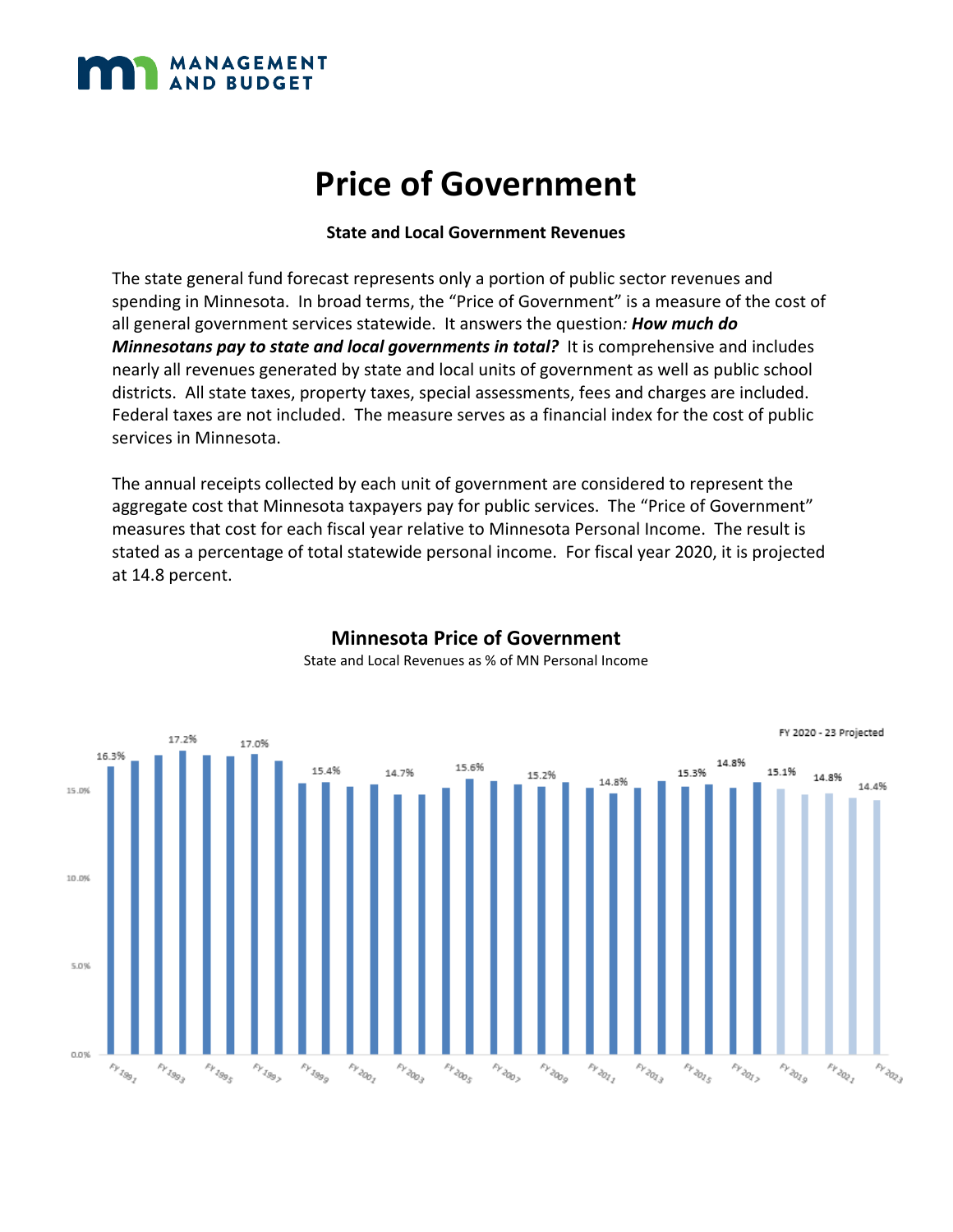MANAGEMENT AND BUDGET

# Price of Government

**State and Local Government Revenues**

The state general fund forecast represents only a portion of public sector revenues and spending in Minnesota. In broad terms, the "Price of Government" is a measure of the cost of all general government services statewide. It answers the question*: **How much do Minnesotans pay to state and local governments in total?*** It is comprehensive and includes nearly all revenues generated by state and local units of government as well as public school districts. All state taxes, property taxes, special assessments, fees and charges are included. Federal taxes are not included. The measure serves as a financial index for the cost of public services in Minnesota.

The annual receipts collected by each unit of government are considered to represent the aggregate cost that Minnesota taxpayers pay for public services. The "Price of Government" measures that cost for each fiscal year relative to Minnesota Personal Income. The result is stated as a percentage of total statewide personal income. For fiscal year 2020, it is projected at 14.8 percent.

## Minnesota Price of Government

State and Local Revenues as % of MN Personal Income

FY 2020 - 23 Projected

| Fiscal Year | Labeled Value |
|---|---|
| FY 1991 | 16.3% |
| FY 1994 | 17.2% |
| FY 1997 | 17.0% |
| FY 1999 | 15.4% |
| FY 2003 | 14.7% |
| FY 2006 | 15.6% |
| FY 2009 | 15.2% |
| FY 2012 | 14.8% |
| FY 2015 | 15.3% |
| FY 2017 | 14.8% |
| FY 2019 | 15.1% |
| FY 2021 | 14.8% |
| FY 2023 | 14.4% |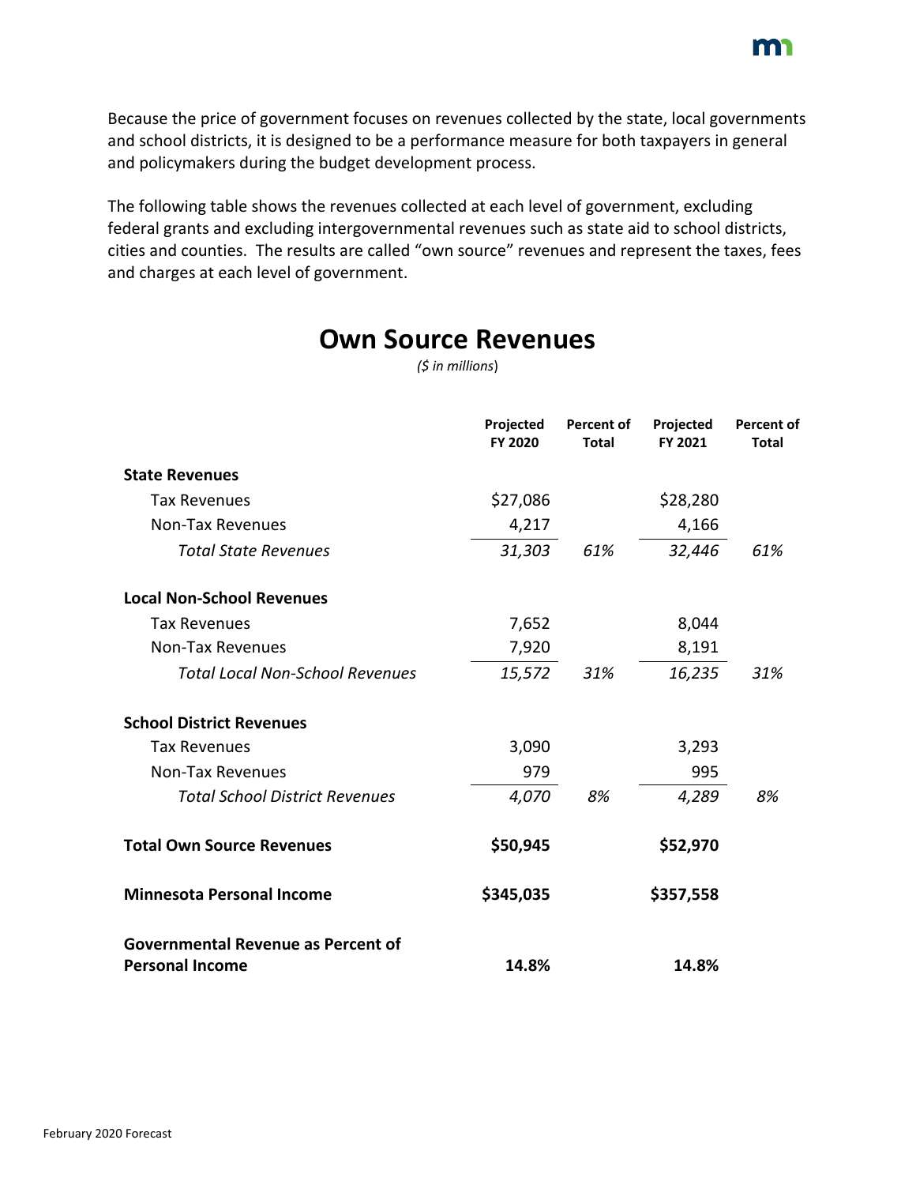Because the price of government focuses on revenues collected by the state, local governments and school districts, it is designed to be a performance measure for both taxpayers in general and policymakers during the budget development process.

The following table shows the revenues collected at each level of government, excluding federal grants and excluding intergovernmental revenues such as state aid to school districts, cities and counties. The results are called "own source" revenues and represent the taxes, fees and charges at each level of government.

## Own Source Revenues

*($ in millions)*

| | Projected FY 2020 | Percent of Total | Projected FY 2021 | Percent of Total |
|---|---|---|---|---|
| **State Revenues** | | | | |
| Tax Revenues | $27,086 | | $28,280 | |
| Non-Tax Revenues | 4,217 | | 4,166 | |
| *Total State Revenues* | *31,303* | *61%* | *32,446* | *61%* |
| **Local Non-School Revenues** | | | | |
| Tax Revenues | 7,652 | | 8,044 | |
| Non-Tax Revenues | 7,920 | | 8,191 | |
| *Total Local Non-School Revenues* | *15,572* | *31%* | *16,235* | *31%* |
| **School District Revenues** | | | | |
| Tax Revenues | 3,090 | | 3,293 | |
| Non-Tax Revenues | 979 | | 995 | |
| *Total School District Revenues* | *4,070* | *8%* | *4,289* | *8%* |
| **Total Own Source Revenues** | **$50,945** | | **$52,970** | |
| **Minnesota Personal Income** | **$345,035** | | **$357,558** | |
| **Governmental Revenue as Percent of Personal Income** | **14.8%** | | **14.8%** | |

February 2020 Forecast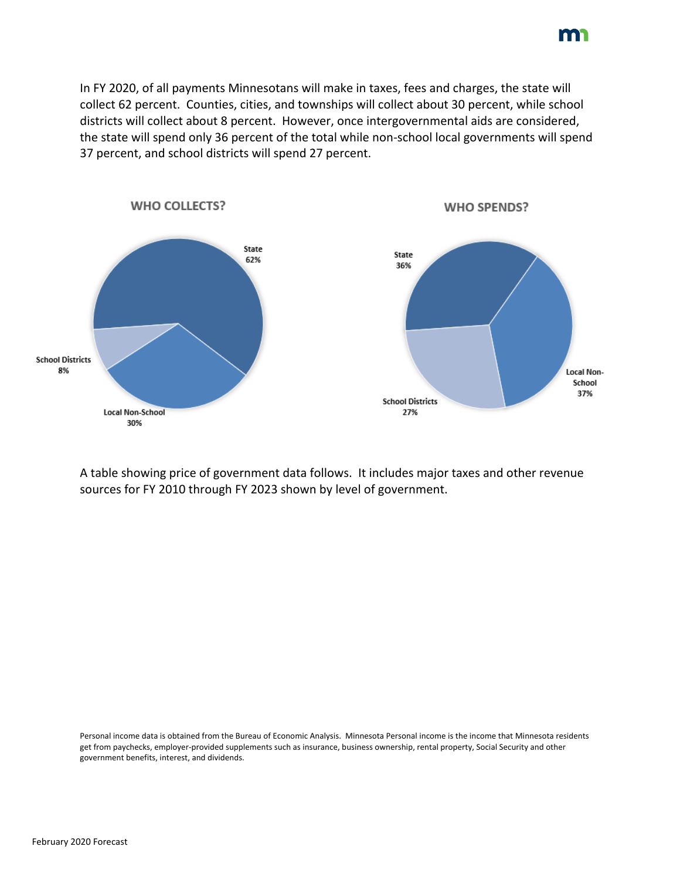In FY 2020, of all payments Minnesotans will make in taxes, fees and charges, the state will collect 62 percent. Counties, cities, and townships will collect about 30 percent, while school districts will collect about 8 percent. However, once intergovernmental aids are considered, the state will spend only 36 percent of the total while non-school local governments will spend 37 percent, and school districts will spend 27 percent.

**WHO COLLECTS?**

State 62%

School Districts 8%

Local Non-School 30%

**WHO SPENDS?**

State 36%

Local Non-School 37%

School Districts 27%

A table showing price of government data follows. It includes major taxes and other revenue sources for FY 2010 through FY 2023 shown by level of government.

Personal income data is obtained from the Bureau of Economic Analysis. Minnesota Personal income is the income that Minnesota residents get from paychecks, employer-provided supplements such as insurance, business ownership, rental property, Social Security and other government benefits, interest, and dividends.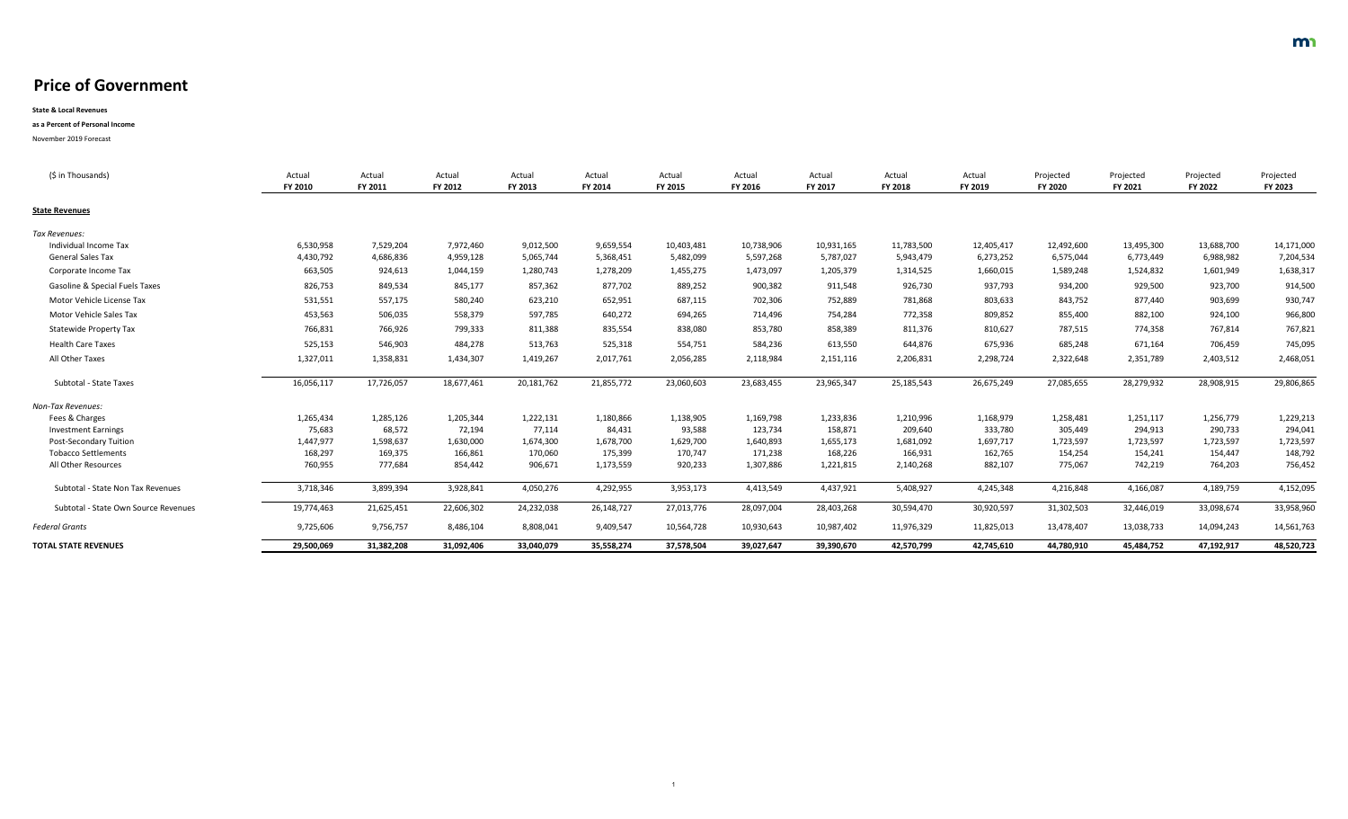# Price of Government

**State & Local Revenues**

**as a Percent of Personal Income**

November 2019 Forecast

| ($ in Thousands) | Actual FY 2010 | Actual FY 2011 | Actual FY 2012 | Actual FY 2013 | Actual FY 2014 | Actual FY 2015 | Actual FY 2016 | Actual FY 2017 | Actual FY 2018 | Actual FY 2019 | Projected FY 2020 | Projected FY 2021 | Projected FY 2022 | Projected FY 2023 |
|---|---|---|---|---|---|---|---|---|---|---|---|---|---|---|
| **State Revenues** | | | | | | | | | | | | | | |
| *Tax Revenues:* | | | | | | | | | | | | | | |
| Individual Income Tax | 6,530,958 | 7,529,204 | 7,972,460 | 9,012,500 | 9,659,554 | 10,403,481 | 10,738,906 | 10,931,165 | 11,783,500 | 12,405,417 | 12,492,600 | 13,495,300 | 13,688,700 | 14,171,000 |
| General Sales Tax | 4,430,792 | 4,686,836 | 4,959,128 | 5,065,744 | 5,368,451 | 5,482,099 | 5,597,268 | 5,787,027 | 5,943,479 | 6,273,252 | 6,575,044 | 6,773,449 | 6,988,982 | 7,204,534 |
| Corporate Income Tax | 663,505 | 924,613 | 1,044,159 | 1,280,743 | 1,278,209 | 1,455,275 | 1,473,097 | 1,205,379 | 1,314,525 | 1,660,015 | 1,589,248 | 1,524,832 | 1,601,949 | 1,638,317 |
| Gasoline & Special Fuels Taxes | 826,753 | 849,534 | 845,177 | 857,362 | 877,702 | 889,252 | 900,382 | 911,548 | 926,730 | 937,793 | 934,200 | 929,500 | 923,700 | 914,500 |
| Motor Vehicle License Tax | 531,551 | 557,175 | 580,240 | 623,210 | 652,951 | 687,115 | 702,306 | 752,889 | 781,868 | 803,633 | 843,752 | 877,440 | 903,699 | 930,747 |
| Motor Vehicle Sales Tax | 453,563 | 506,035 | 558,379 | 597,785 | 640,272 | 694,265 | 714,496 | 754,284 | 772,358 | 809,852 | 855,400 | 882,100 | 924,100 | 966,800 |
| Statewide Property Tax | 766,831 | 766,926 | 799,333 | 811,388 | 835,554 | 838,080 | 853,780 | 858,389 | 811,376 | 810,627 | 787,515 | 774,358 | 767,814 | 767,821 |
| Health Care Taxes | 525,153 | 546,903 | 484,278 | 513,763 | 525,318 | 554,751 | 584,236 | 613,550 | 644,876 | 675,936 | 685,248 | 671,164 | 706,459 | 745,095 |
| All Other Taxes | 1,327,011 | 1,358,831 | 1,434,307 | 1,419,267 | 2,017,761 | 2,056,285 | 2,118,984 | 2,151,116 | 2,206,831 | 2,298,724 | 2,322,648 | 2,351,789 | 2,403,512 | 2,468,051 |
| Subtotal - State Taxes | 16,056,117 | 17,726,057 | 18,677,461 | 20,181,762 | 21,855,772 | 23,060,603 | 23,683,455 | 23,965,347 | 25,185,543 | 26,675,249 | 27,085,655 | 28,279,932 | 28,908,915 | 29,806,865 |
| *Non-Tax Revenues:* | | | | | | | | | | | | | | |
| Fees & Charges | 1,265,434 | 1,285,126 | 1,205,344 | 1,222,131 | 1,180,866 | 1,138,905 | 1,169,798 | 1,233,836 | 1,210,996 | 1,168,979 | 1,258,481 | 1,251,117 | 1,256,779 | 1,229,213 |
| Investment Earnings | 75,683 | 68,572 | 72,194 | 77,114 | 84,431 | 93,588 | 123,734 | 158,871 | 209,640 | 333,780 | 305,449 | 294,913 | 290,733 | 294,041 |
| Post-Secondary Tuition | 1,447,977 | 1,598,637 | 1,630,000 | 1,674,300 | 1,678,700 | 1,629,700 | 1,640,893 | 1,655,173 | 1,681,092 | 1,697,717 | 1,723,597 | 1,723,597 | 1,723,597 | 1,723,597 |
| Tobacco Settlements | 168,297 | 169,375 | 166,861 | 170,060 | 175,399 | 170,747 | 171,238 | 168,226 | 166,931 | 162,765 | 154,254 | 154,241 | 154,447 | 148,792 |
| All Other Resources | 760,955 | 777,684 | 854,442 | 906,671 | 1,173,559 | 920,233 | 1,307,886 | 1,221,815 | 2,140,268 | 882,107 | 775,067 | 742,219 | 764,203 | 756,452 |
| Subtotal - State Non Tax Revenues | 3,718,346 | 3,899,394 | 3,928,841 | 4,050,276 | 4,292,955 | 3,953,173 | 4,413,549 | 4,437,921 | 5,408,927 | 4,245,348 | 4,216,848 | 4,166,087 | 4,189,759 | 4,152,095 |
| Subtotal - State Own Source Revenues | 19,774,463 | 21,625,451 | 22,606,302 | 24,232,038 | 26,148,727 | 27,013,776 | 28,097,004 | 28,403,268 | 30,594,470 | 30,920,597 | 31,302,503 | 32,446,019 | 33,098,674 | 33,958,960 |
| *Federal Grants* | 9,725,606 | 9,756,757 | 8,486,104 | 8,808,041 | 9,409,547 | 10,564,728 | 10,930,643 | 10,987,402 | 11,976,329 | 11,825,013 | 13,478,407 | 13,038,733 | 14,094,243 | 14,561,763 |
| **TOTAL STATE REVENUES** | **29,500,069** | **31,382,208** | **31,092,406** | **33,040,079** | **35,558,274** | **37,578,504** | **39,027,647** | **39,390,670** | **42,570,799** | **42,745,610** | **44,780,910** | **45,484,752** | **47,192,917** | **48,520,723** |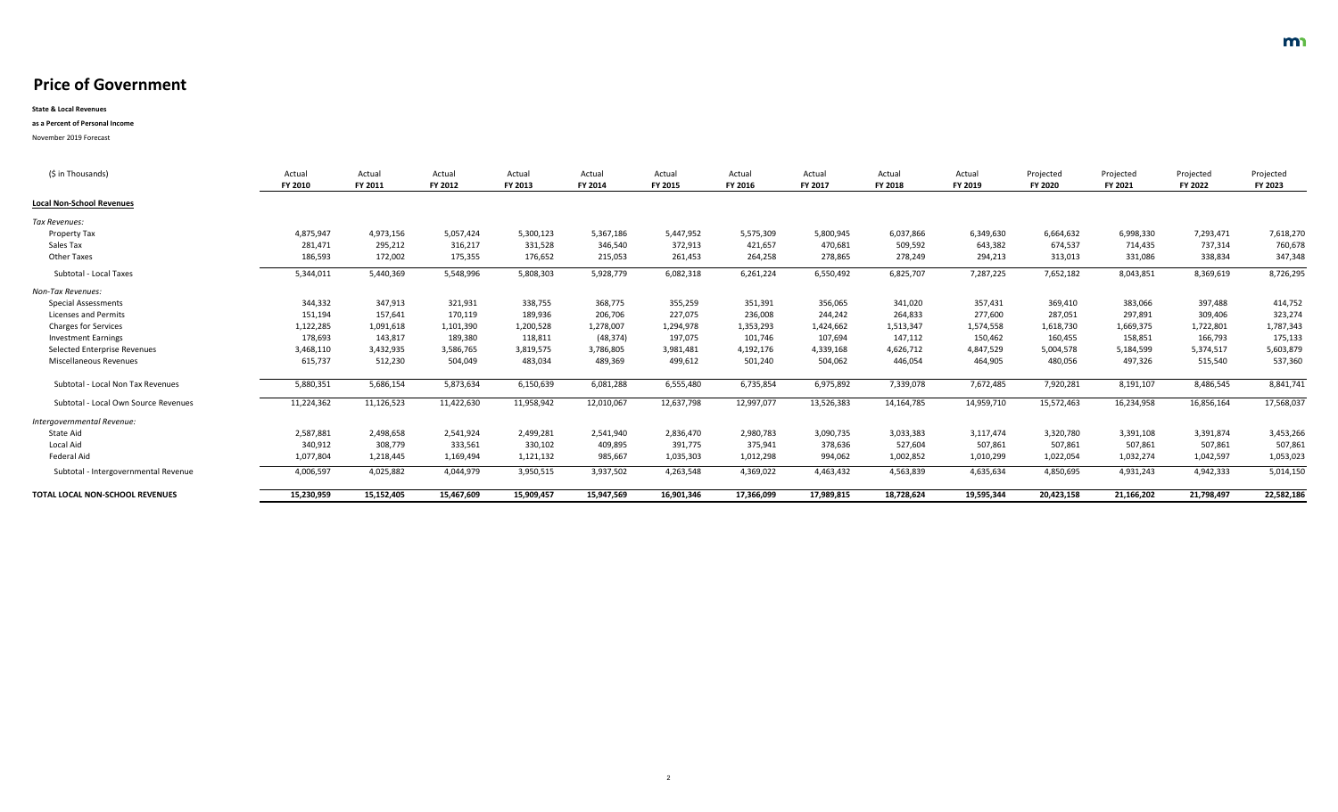# Price of Government

**State & Local Revenues**

**as a Percent of Personal Income**

November 2019 Forecast

| ($ in Thousands) | Actual FY 2010 | Actual FY 2011 | Actual FY 2012 | Actual FY 2013 | Actual FY 2014 | Actual FY 2015 | Actual FY 2016 | Actual FY 2017 | Actual FY 2018 | Actual FY 2019 | Projected FY 2020 | Projected FY 2021 | Projected FY 2022 | Projected FY 2023 |
|---|---|---|---|---|---|---|---|---|---|---|---|---|---|---|
| **Local Non-School Revenues** | | | | | | | | | | | | | | |
| *Tax Revenues:* | | | | | | | | | | | | | | |
| Property Tax | 4,875,947 | 4,973,156 | 5,057,424 | 5,300,123 | 5,367,186 | 5,447,952 | 5,575,309 | 5,800,945 | 6,037,866 | 6,349,630 | 6,664,632 | 6,998,330 | 7,293,471 | 7,618,270 |
| Sales Tax | 281,471 | 295,212 | 316,217 | 331,528 | 346,540 | 372,913 | 421,657 | 470,681 | 509,592 | 643,382 | 674,537 | 714,435 | 737,314 | 760,678 |
| Other Taxes | 186,593 | 172,002 | 175,355 | 176,652 | 215,053 | 261,453 | 264,258 | 278,865 | 278,249 | 294,213 | 313,013 | 331,086 | 338,834 | 347,348 |
| Subtotal - Local Taxes | 5,344,011 | 5,440,369 | 5,548,996 | 5,808,303 | 5,928,779 | 6,082,318 | 6,261,224 | 6,550,492 | 6,825,707 | 7,287,225 | 7,652,182 | 8,043,851 | 8,369,619 | 8,726,295 |
| *Non-Tax Revenues:* | | | | | | | | | | | | | | |
| Special Assessments | 344,332 | 347,913 | 321,931 | 338,755 | 368,775 | 355,259 | 351,391 | 356,065 | 341,020 | 357,431 | 369,410 | 383,066 | 397,488 | 414,752 |
| Licenses and Permits | 151,194 | 157,641 | 170,119 | 189,936 | 206,706 | 227,075 | 236,008 | 244,242 | 264,833 | 277,600 | 287,051 | 297,891 | 309,406 | 323,274 |
| Charges for Services | 1,122,285 | 1,091,618 | 1,101,390 | 1,200,528 | 1,278,007 | 1,294,978 | 1,353,293 | 1,424,662 | 1,513,347 | 1,574,558 | 1,618,730 | 1,669,375 | 1,722,801 | 1,787,343 |
| Investment Earnings | 178,693 | 143,817 | 189,380 | 118,811 | (48,374) | 197,075 | 101,746 | 107,694 | 147,112 | 150,462 | 160,455 | 158,851 | 166,793 | 175,133 |
| Selected Enterprise Revenues | 3,468,110 | 3,432,935 | 3,586,765 | 3,819,575 | 3,786,805 | 3,981,481 | 4,192,176 | 4,339,168 | 4,626,712 | 4,847,529 | 5,004,578 | 5,184,599 | 5,374,517 | 5,603,879 |
| Miscellaneous Revenues | 615,737 | 512,230 | 504,049 | 483,034 | 489,369 | 499,612 | 501,240 | 504,062 | 446,054 | 464,905 | 480,056 | 497,326 | 515,540 | 537,360 |
| Subtotal - Local Non Tax Revenues | 5,880,351 | 5,686,154 | 5,873,634 | 6,150,639 | 6,081,288 | 6,555,480 | 6,735,854 | 6,975,892 | 7,339,078 | 7,672,485 | 7,920,281 | 8,191,107 | 8,486,545 | 8,841,741 |
| Subtotal - Local Own Source Revenues | 11,224,362 | 11,126,523 | 11,422,630 | 11,958,942 | 12,010,067 | 12,637,798 | 12,997,077 | 13,526,383 | 14,164,785 | 14,959,710 | 15,572,463 | 16,234,958 | 16,856,164 | 17,568,037 |
| *Intergovernmental Revenue:* | | | | | | | | | | | | | | |
| State Aid | 2,587,881 | 2,498,658 | 2,541,924 | 2,499,281 | 2,541,940 | 2,836,470 | 2,980,783 | 3,090,735 | 3,033,383 | 3,117,474 | 3,320,780 | 3,391,108 | 3,391,874 | 3,453,266 |
| Local Aid | 340,912 | 308,779 | 333,561 | 330,102 | 409,895 | 391,775 | 375,941 | 378,636 | 527,604 | 507,861 | 507,861 | 507,861 | 507,861 | 507,861 |
| Federal Aid | 1,077,804 | 1,218,445 | 1,169,494 | 1,121,132 | 985,667 | 1,035,303 | 1,012,298 | 994,062 | 1,002,852 | 1,010,299 | 1,022,054 | 1,032,274 | 1,042,597 | 1,053,023 |
| Subtotal - Intergovernmental Revenue | 4,006,597 | 4,025,882 | 4,044,979 | 3,950,515 | 3,937,502 | 4,263,548 | 4,369,022 | 4,463,432 | 4,563,839 | 4,635,634 | 4,850,695 | 4,931,243 | 4,942,333 | 5,014,150 |
| **TOTAL LOCAL NON-SCHOOL REVENUES** | **15,230,959** | **15,152,405** | **15,467,609** | **15,909,457** | **15,947,569** | **16,901,346** | **17,366,099** | **17,989,815** | **18,728,624** | **19,595,344** | **20,423,158** | **21,166,202** | **21,798,497** | **22,582,186** |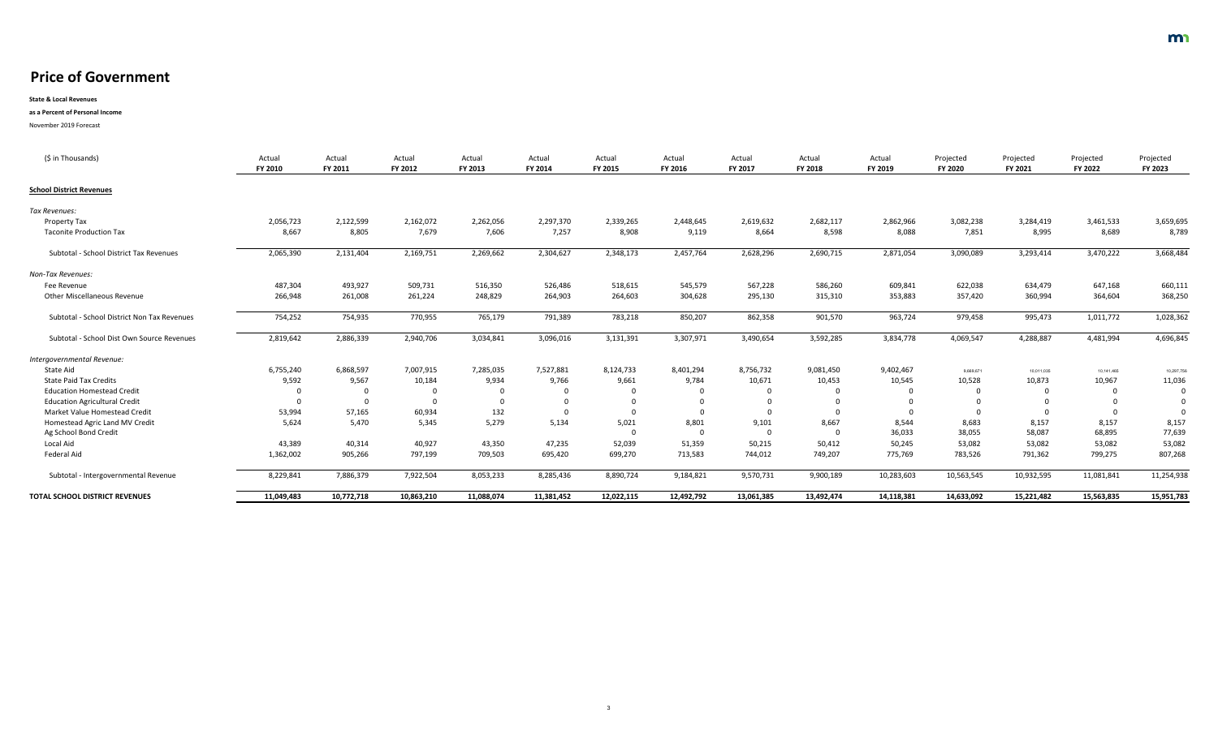# Price of Government

**State & Local Revenues**

**as a Percent of Personal Income**

November 2019 Forecast

| ($ in Thousands) | Actual FY 2010 | Actual FY 2011 | Actual FY 2012 | Actual FY 2013 | Actual FY 2014 | Actual FY 2015 | Actual FY 2016 | Actual FY 2017 | Actual FY 2018 | Actual FY 2019 | Projected FY 2020 | Projected FY 2021 | Projected FY 2022 | Projected FY 2023 |
|---|---|---|---|---|---|---|---|---|---|---|---|---|---|---|
| **School District Revenues** | | | | | | | | | | | | | | |
| *Tax Revenues:* | | | | | | | | | | | | | | |
| Property Tax | 2,056,723 | 2,122,599 | 2,162,072 | 2,262,056 | 2,297,370 | 2,339,265 | 2,448,645 | 2,619,632 | 2,682,117 | 2,862,966 | 3,082,238 | 3,284,419 | 3,461,533 | 3,659,695 |
| Taconite Production Tax | 8,667 | 8,805 | 7,679 | 7,606 | 7,257 | 8,908 | 9,119 | 8,664 | 8,598 | 8,088 | 7,851 | 8,995 | 8,689 | 8,789 |
| Subtotal - School District Tax Revenues | 2,065,390 | 2,131,404 | 2,169,751 | 2,269,662 | 2,304,627 | 2,348,173 | 2,457,764 | 2,628,296 | 2,690,715 | 2,871,054 | 3,090,089 | 3,293,414 | 3,470,222 | 3,668,484 |
| *Non-Tax Revenues:* | | | | | | | | | | | | | | |
| Fee Revenue | 487,304 | 493,927 | 509,731 | 516,350 | 526,486 | 518,615 | 545,579 | 567,228 | 586,260 | 609,841 | 622,038 | 634,479 | 647,168 | 660,111 |
| Other Miscellaneous Revenue | 266,948 | 261,008 | 261,224 | 248,829 | 264,903 | 264,603 | 304,628 | 295,130 | 315,310 | 353,883 | 357,420 | 360,994 | 364,604 | 368,250 |
| Subtotal - School District Non Tax Revenues | 754,252 | 754,935 | 770,955 | 765,179 | 791,389 | 783,218 | 850,207 | 862,358 | 901,570 | 963,724 | 979,458 | 995,473 | 1,011,772 | 1,028,362 |
| Subtotal - School Dist Own Source Revenues | 2,819,642 | 2,886,339 | 2,940,706 | 3,034,841 | 3,096,016 | 3,131,391 | 3,307,971 | 3,490,654 | 3,592,285 | 3,834,778 | 4,069,547 | 4,288,887 | 4,481,994 | 4,696,845 |
| *Intergovernmental Revenue:* | | | | | | | | | | | | | | |
| State Aid | 6,755,240 | 6,868,597 | 7,007,915 | 7,285,035 | 7,527,881 | 8,124,733 | 8,401,294 | 8,756,732 | 9,081,450 | 9,402,467 | 9,669,671 | 10,011,030 | 10,141,468 | 10,297,756 |
| State Paid Tax Credits | 9,592 | 9,567 | 10,184 | 9,934 | 9,766 | 9,661 | 9,784 | 10,671 | 10,453 | 10,545 | 10,528 | 10,873 | 10,967 | 11,036 |
| Education Homestead Credit | 0 | 0 | 0 | 0 | 0 | 0 | 0 | 0 | 0 | 0 | 0 | 0 | 0 | 0 |
| Education Agricultural Credit | 0 | 0 | 0 | 0 | 0 | 0 | 0 | 0 | 0 | 0 | 0 | 0 | 0 | 0 |
| Market Value Homestead Credit | 53,994 | 57,165 | 60,934 | 132 | 0 | 0 | 0 | 0 | 0 | 0 | 0 | 0 | 0 | 0 |
| Homestead Agric Land MV Credit | 5,624 | 5,470 | 5,345 | 5,279 | 5,134 | 5,021 | 8,801 | 9,101 | 8,667 | 8,544 | 8,683 | 8,157 | 8,157 | 8,157 |
| Ag School Bond Credit | | | | | | 0 | 0 | 0 | 0 | 36,033 | 38,055 | 58,087 | 68,895 | 77,639 |
| Local Aid | 43,389 | 40,314 | 40,927 | 43,350 | 47,235 | 52,039 | 51,359 | 50,215 | 50,412 | 50,245 | 53,082 | 53,082 | 53,082 | 53,082 |
| Federal Aid | 1,362,002 | 905,266 | 797,199 | 709,503 | 695,420 | 699,270 | 713,583 | 744,012 | 749,207 | 775,769 | 783,526 | 791,362 | 799,275 | 807,268 |
| Subtotal - Intergovernmental Revenue | 8,229,841 | 7,886,379 | 7,922,504 | 8,053,233 | 8,285,436 | 8,890,724 | 9,184,821 | 9,570,731 | 9,900,189 | 10,283,603 | 10,563,545 | 10,932,595 | 11,081,841 | 11,254,938 |
| **TOTAL SCHOOL DISTRICT REVENUES** | **11,049,483** | **10,772,718** | **10,863,210** | **11,088,074** | **11,381,452** | **12,022,115** | **12,492,792** | **13,061,385** | **13,492,474** | **14,118,381** | **14,633,092** | **15,221,482** | **15,563,835** | **15,951,783** |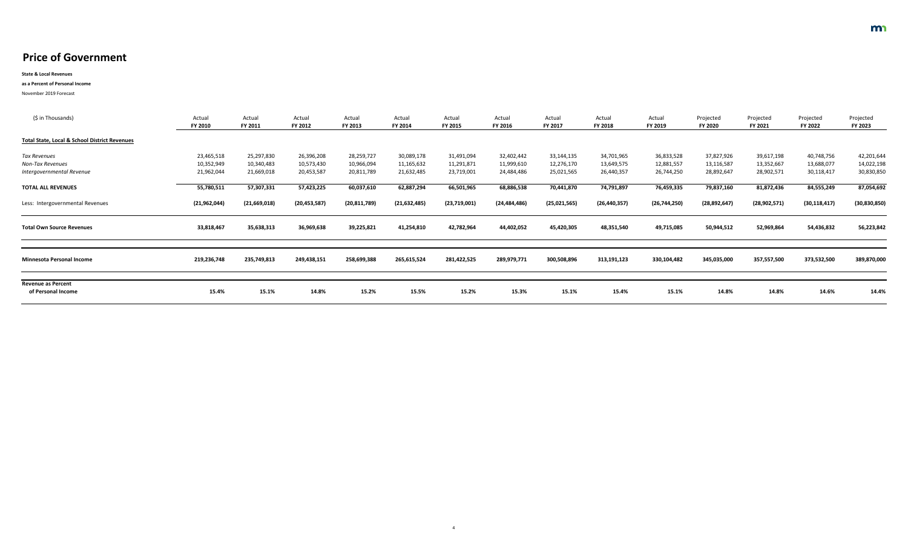# Price of Government

**State & Local Revenues**

**as a Percent of Personal Income**

November 2019 Forecast

| ($ in Thousands) | Actual FY 2010 | Actual FY 2011 | Actual FY 2012 | Actual FY 2013 | Actual FY 2014 | Actual FY 2015 | Actual FY 2016 | Actual FY 2017 | Actual FY 2018 | Actual FY 2019 | Projected FY 2020 | Projected FY 2021 | Projected FY 2022 | Projected FY 2023 |
|---|---|---|---|---|---|---|---|---|---|---|---|---|---|---|
| **Total State, Local & School District Revenues** | | | | | | | | | | | | | | |
| *Tax Revenues* | 23,465,518 | 25,297,830 | 26,396,208 | 28,259,727 | 30,089,178 | 31,491,094 | 32,402,442 | 33,144,135 | 34,701,965 | 36,833,528 | 37,827,926 | 39,617,198 | 40,748,756 | 42,201,644 |
| *Non-Tax Revenues* | 10,352,949 | 10,340,483 | 10,573,430 | 10,966,094 | 11,165,632 | 11,291,871 | 11,999,610 | 12,276,170 | 13,649,575 | 12,881,557 | 13,116,587 | 13,352,667 | 13,688,077 | 14,022,198 |
| *Intergovernmental Revenue* | 21,962,044 | 21,669,018 | 20,453,587 | 20,811,789 | 21,632,485 | 23,719,001 | 24,484,486 | 25,021,565 | 26,440,357 | 26,744,250 | 28,892,647 | 28,902,571 | 30,118,417 | 30,830,850 |
| **TOTAL ALL REVENUES** | **55,780,511** | **57,307,331** | **57,423,225** | **60,037,610** | **62,887,294** | **66,501,965** | **68,886,538** | **70,441,870** | **74,791,897** | **76,459,335** | **79,837,160** | **81,872,436** | **84,555,249** | **87,054,692** |
| Less: Intergovernmental Revenues | **(21,962,044)** | **(21,669,018)** | **(20,453,587)** | **(20,811,789)** | **(21,632,485)** | **(23,719,001)** | **(24,484,486)** | **(25,021,565)** | **(26,440,357)** | **(26,744,250)** | **(28,892,647)** | **(28,902,571)** | **(30,118,417)** | **(30,830,850)** |
| **Total Own Source Revenues** | **33,818,467** | **35,638,313** | **36,969,638** | **39,225,821** | **41,254,810** | **42,782,964** | **44,402,052** | **45,420,305** | **48,351,540** | **49,715,085** | **50,944,512** | **52,969,864** | **54,436,832** | **56,223,842** |
| **Minnesota Personal Income** | **219,236,748** | **235,749,813** | **249,438,151** | **258,699,388** | **265,615,524** | **281,422,525** | **289,979,771** | **300,508,896** | **313,191,123** | **330,104,482** | **345,035,000** | **357,557,500** | **373,532,500** | **389,870,000** |
| **Revenue as Percent of Personal Income** | **15.4%** | **15.1%** | **14.8%** | **15.2%** | **15.5%** | **15.2%** | **15.3%** | **15.1%** | **15.4%** | **15.1%** | **14.8%** | **14.8%** | **14.6%** | **14.4%** |